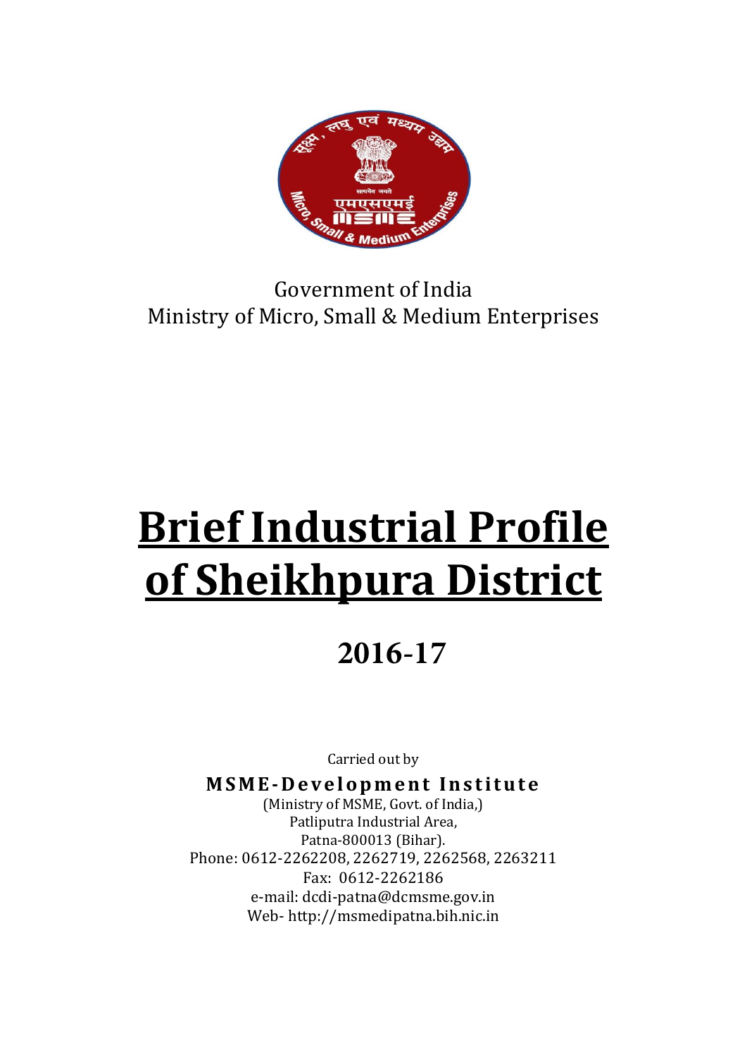Government of India
Ministry of Micro, Small & Medium Enterprises

# Brief Industrial Profile of Sheikhpura District

## 2016-17

Carried out by

**MSME-Development Institute**
(Ministry of MSME, Govt. of India,)
Patliputra Industrial Area,
Patna-800013 (Bihar).
Phone: 0612-2262208, 2262719, 2262568, 2263211
Fax: 0612-2262186
e-mail: dcdi-patna@dcmsme.gov.in
Web- http://msmedipatna.bih.nic.in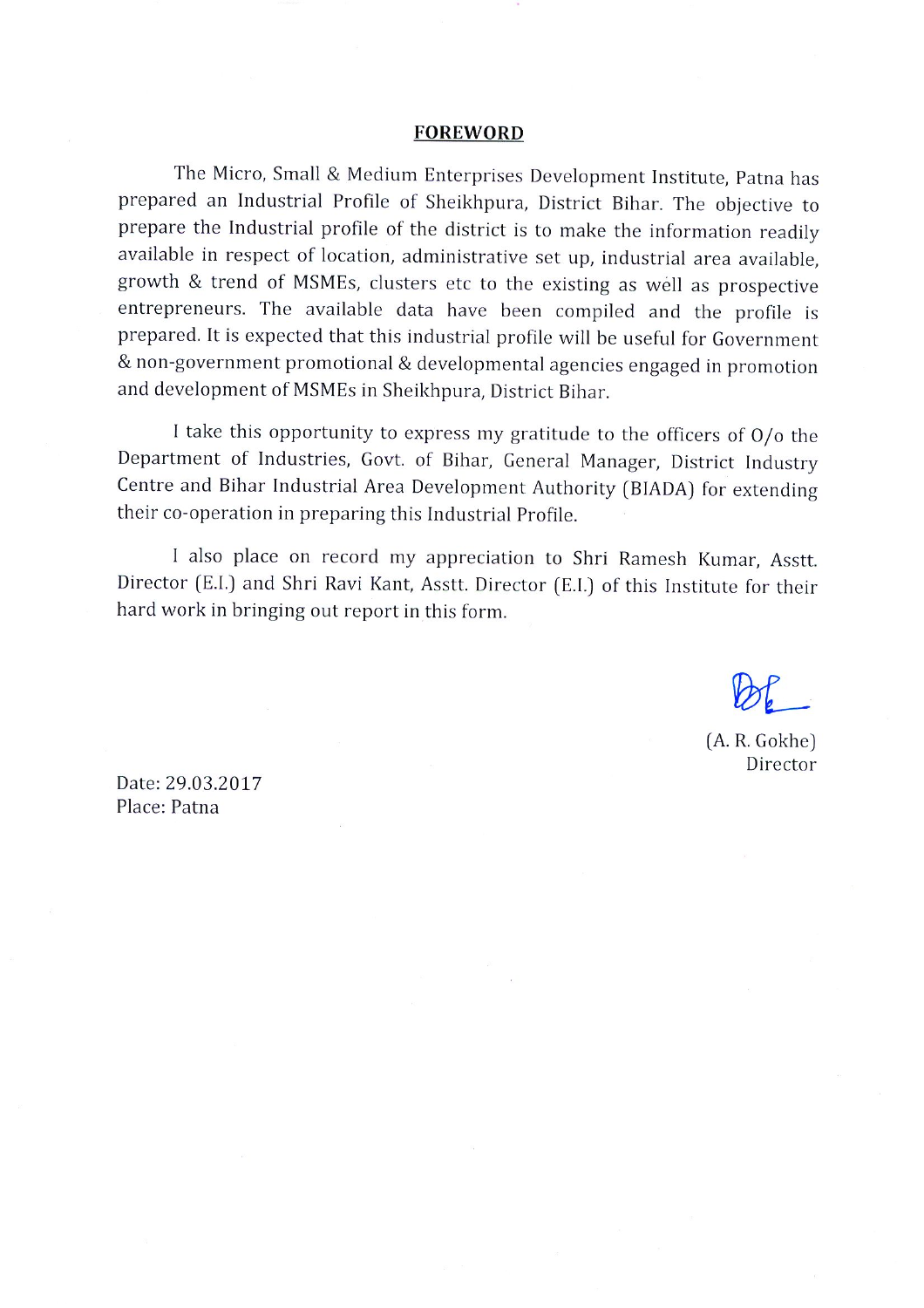## FOREWORD

The Micro, Small & Medium Enterprises Development Institute, Patna has prepared an Industrial Profile of Sheikhpura, District Bihar. The objective to prepare the Industrial profile of the district is to make the information readily available in respect of location, administrative set up, industrial area available, growth & trend of MSMEs, clusters etc to the existing as well as prospective entrepreneurs. The available data have been compiled and the profile is prepared. It is expected that this industrial profile will be useful for Government & non-government promotional & developmental agencies engaged in promotion and development of MSMEs in Sheikhpura, District Bihar.

I take this opportunity to express my gratitude to the officers of O/o the Department of Industries, Govt. of Bihar, General Manager, District Industry Centre and Bihar Industrial Area Development Authority (BIADA) for extending their co-operation in preparing this Industrial Profile.

I also place on record my appreciation to Shri Ramesh Kumar, Asstt. Director (E.I.) and Shri Ravi Kant, Asstt. Director (E.I.) of this Institute for their hard work in bringing out report in this form.

(A. R. Gokhe)
Director

Date: 29.03.2017
Place: Patna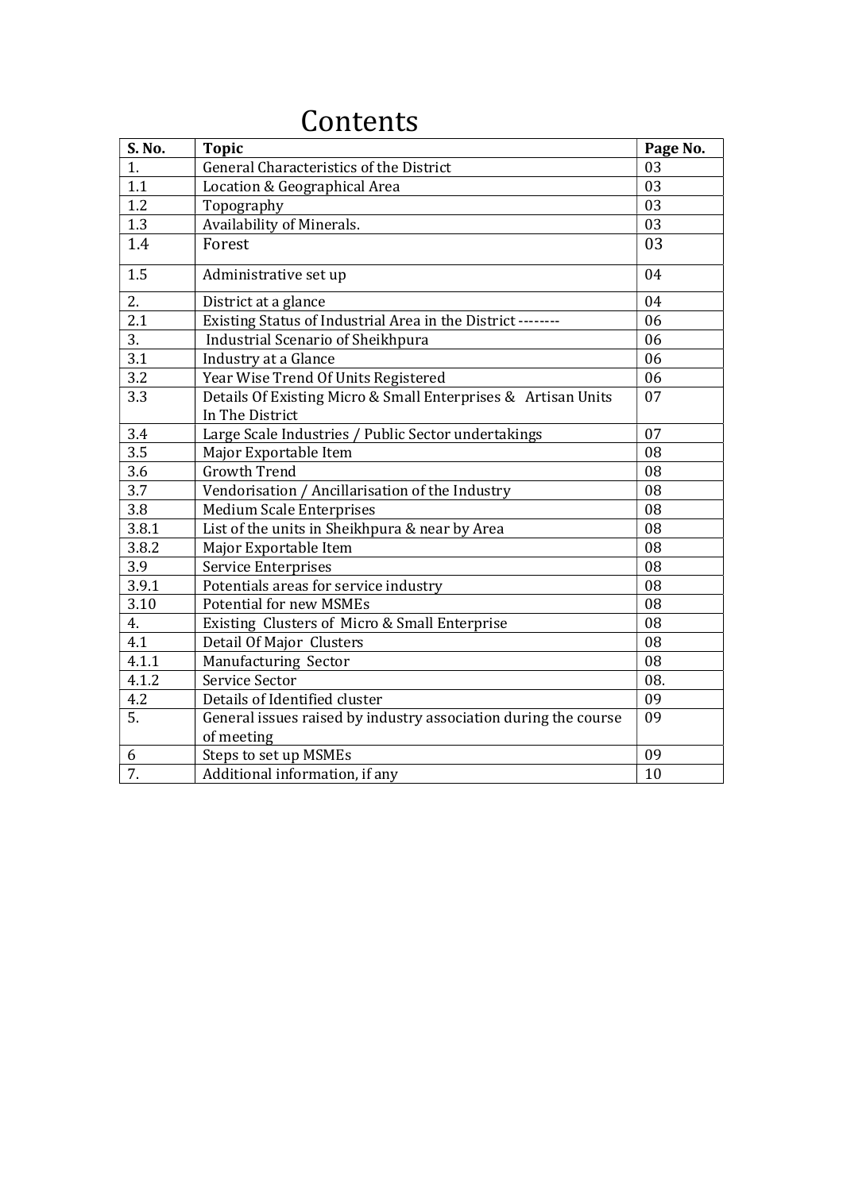# Contents

| S. No. | Topic | Page No. |
|---|---|---|
| 1. | General Characteristics of the District | 03 |
| 1.1 | Location & Geographical Area | 03 |
| 1.2 | Topography | 03 |
| 1.3 | Availability of Minerals. | 03 |
| 1.4 | Forest | 03 |
| 1.5 | Administrative set up | 04 |
| 2. | District at a glance | 04 |
| 2.1 | Existing Status of Industrial Area in the District -------- | 06 |
| 3. | Industrial Scenario of Sheikhpura | 06 |
| 3.1 | Industry at a Glance | 06 |
| 3.2 | Year Wise Trend Of Units Registered | 06 |
| 3.3 | Details Of Existing Micro & Small Enterprises & Artisan Units In The District | 07 |
| 3.4 | Large Scale Industries / Public Sector undertakings | 07 |
| 3.5 | Major Exportable Item | 08 |
| 3.6 | Growth Trend | 08 |
| 3.7 | Vendorisation / Ancillarisation of the Industry | 08 |
| 3.8 | Medium Scale Enterprises | 08 |
| 3.8.1 | List of the units in Sheikhpura & near by Area | 08 |
| 3.8.2 | Major Exportable Item | 08 |
| 3.9 | Service Enterprises | 08 |
| 3.9.1 | Potentials areas for service industry | 08 |
| 3.10 | Potential for new MSMEs | 08 |
| 4. | Existing Clusters of Micro & Small Enterprise | 08 |
| 4.1 | Detail Of Major Clusters | 08 |
| 4.1.1 | Manufacturing Sector | 08 |
| 4.1.2 | Service Sector | 08. |
| 4.2 | Details of Identified cluster | 09 |
| 5. | General issues raised by industry association during the course of meeting | 09 |
| 6 | Steps to set up MSMEs | 09 |
| 7. | Additional information, if any | 10 |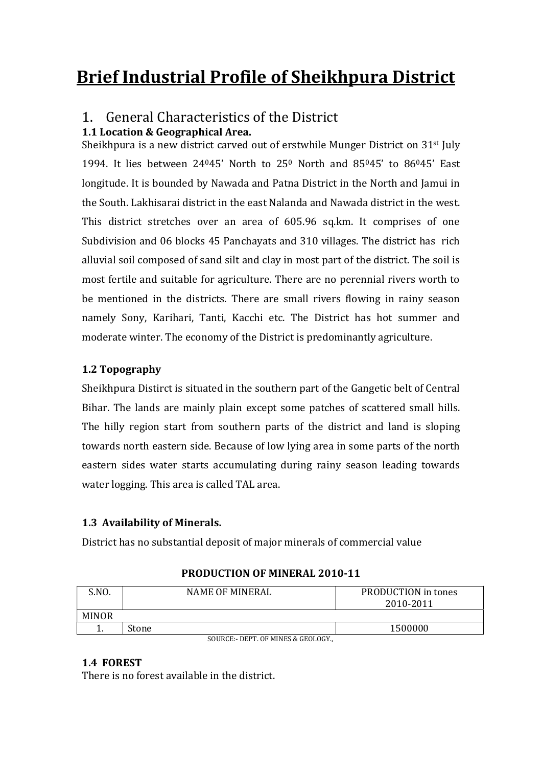# Brief Industrial Profile of Sheikhpura District

## 1. General Characteristics of the District

### 1.1 Location & Geographical Area.

Sheikhpura is a new district carved out of erstwhile Munger District on 31st July 1994. It lies between $24^0 45'$ North to $25^0$ North and $85^0 45'$ to $86^0 45'$ East longitude. It is bounded by Nawada and Patna District in the North and Jamui in the South. Lakhisarai district in the east Nalanda and Nawada district in the west. This district stretches over an area of 605.96 sq.km. It comprises of one Subdivision and 06 blocks 45 Panchayats and 310 villages. The district has rich alluvial soil composed of sand silt and clay in most part of the district. The soil is most fertile and suitable for agriculture. There are no perennial rivers worth to be mentioned in the districts. There are small rivers flowing in rainy season namely Sony, Karihari, Tanti, Kacchi etc. The District has hot summer and moderate winter. The economy of the District is predominantly agriculture.

### 1.2 Topography

Sheikhpura Distirct is situated in the southern part of the Gangetic belt of Central Bihar. The lands are mainly plain except some patches of scattered small hills. The hilly region start from southern parts of the district and land is sloping towards north eastern side. Because of low lying area in some parts of the north eastern sides water starts accumulating during rainy season leading towards water logging. This area is called TAL area.

### 1.3 Availability of Minerals.

District has no substantial deposit of major minerals of commercial value

**PRODUCTION OF MINERAL 2010-11**

| S.NO. | NAME OF MINERAL | PRODUCTION in tones 2010-2011 |
|---|---|---|
| MINOR | | |
| 1. | Stone | 1500000 |

SOURCE:- DEPT. OF MINES & GEOLOGY.,

### 1.4 FOREST

There is no forest available in the district.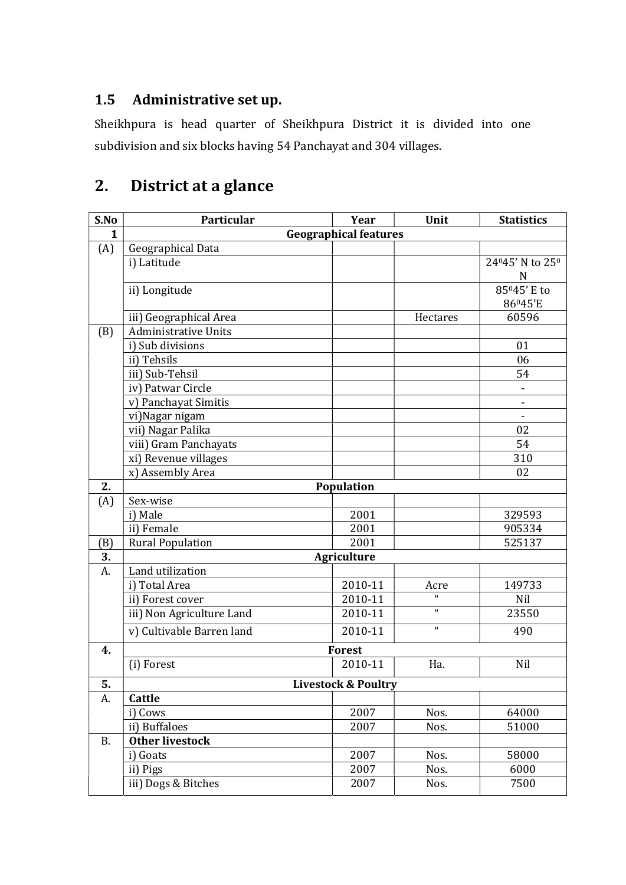## 1.5 Administrative set up.

Sheikhpura is head quarter of Sheikhpura District it is divided into one subdivision and six blocks having 54 Panchayat and 304 villages.

# 2. District at a glance

| S.No | Particular | Year | Unit | Statistics |
|---|---|---|---|---|
| 1 | **Geographical features** | | | |
| (A) | Geographical Data | | | |
| | i) Latitude | | | $24^0 45'$ N to $25^0$ N |
| | ii) Longitude | | | $85^0 45'$ E to $86^0 45'$E |
| | iii) Geographical Area | | Hectares | 60596 |
| (B) | Administrative Units | | | |
| | i) Sub divisions | | | 01 |
| | ii) Tehsils | | | 06 |
| | iii) Sub-Tehsil | | | 54 |
| | iv) Patwar Circle | | | - |
| | v) Panchayat Simitis | | | - |
| | vi)Nagar nigam | | | - |
| | vii) Nagar Palika | | | 02 |
| | viii) Gram Panchayats | | | 54 |
| | xi) Revenue villages | | | 310 |
| | x) Assembly Area | | | 02 |
| 2. | **Population** | | | |
| (A) | Sex-wise | | | |
| | i) Male | 2001 | | 329593 |
| | ii) Female | 2001 | | 905334 |
| (B) | Rural Population | 2001 | | 525137 |
| 3. | **Agriculture** | | | |
| A. | Land utilization | | | |
| | i) Total Area | 2010-11 | Acre | 149733 |
| | ii) Forest cover | 2010-11 | " | Nil |
| | iii) Non Agriculture Land | 2010-11 | " | 23550 |
| | v) Cultivable Barren land | 2010-11 | " | 490 |
| 4. | **Forest** | | | |
| | (i) Forest | 2010-11 | Ha. | Nil |
| 5. | **Livestock & Poultry** | | | |
| A. | **Cattle** | | | |
| | i) Cows | 2007 | Nos. | 64000 |
| | ii) Buffaloes | 2007 | Nos. | 51000 |
| B. | **Other livestock** | | | |
| | i) Goats | 2007 | Nos. | 58000 |
| | ii) Pigs | 2007 | Nos. | 6000 |
| | iii) Dogs & Bitches | 2007 | Nos. | 7500 |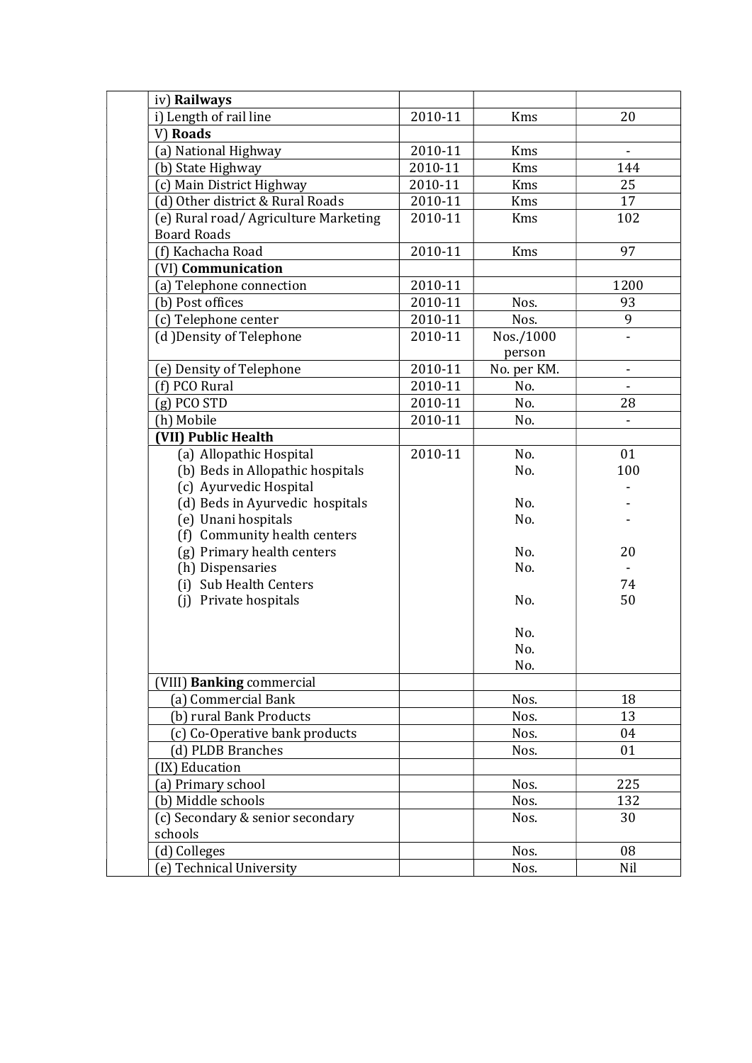| | | | |
|---|---|---|---|
| iv) **Railways** | | | |
| i) Length of rail line | 2010-11 | Kms | 20 |
| V) **Roads** | | | |
| (a) National Highway | 2010-11 | Kms | - |
| (b) State Highway | 2010-11 | Kms | 144 |
| (c) Main District Highway | 2010-11 | Kms | 25 |
| (d) Other district & Rural Roads | 2010-11 | Kms | 17 |
| (e) Rural road/ Agriculture Marketing Board Roads | 2010-11 | Kms | 102 |
| (f) Kachacha Road | 2010-11 | Kms | 97 |
| (VI) **Communication** | | | |
| (a) Telephone connection | 2010-11 | | 1200 |
| (b) Post offices | 2010-11 | Nos. | 93 |
| (c) Telephone center | 2010-11 | Nos. | 9 |
| (d )Density of Telephone | 2010-11 | Nos./1000 person | - |
| (e) Density of Telephone | 2010-11 | No. per KM. | - |
| (f) PCO Rural | 2010-11 | No. | - |
| (g) PCO STD | 2010-11 | No. | 28 |
| (h) Mobile | 2010-11 | No. | - |
| **(VII) Public Health** | | | |
| (a) Allopathic Hospital | 2010-11 | No. | 01 |
| (b) Beds in Allopathic hospitals | | No. | 100 |
| (c) Ayurvedic Hospital | | | - |
| (d) Beds in Ayurvedic hospitals | | No. | - |
| (e) Unani hospitals | | No. | - |
| (f) Community health centers | | | |
| (g) Primary health centers | | No. | 20 |
| (h) Dispensaries | | No. | - |
| (i) Sub Health Centers | | | 74 |
| (j) Private hospitals | | No. | 50 |
| | | No. | |
| | | No. | |
| | | No. | |
| (VIII) **Banking** commercial | | | |
| (a) Commercial Bank | | Nos. | 18 |
| (b) rural Bank Products | | Nos. | 13 |
| (c) Co-Operative bank products | | Nos. | 04 |
| (d) PLDB Branches | | Nos. | 01 |
| (IX) Education | | | |
| (a) Primary school | | Nos. | 225 |
| (b) Middle schools | | Nos. | 132 |
| (c) Secondary & senior secondary schools | | Nos. | 30 |
| (d) Colleges | | Nos. | 08 |
| (e) Technical University | | Nos. | Nil |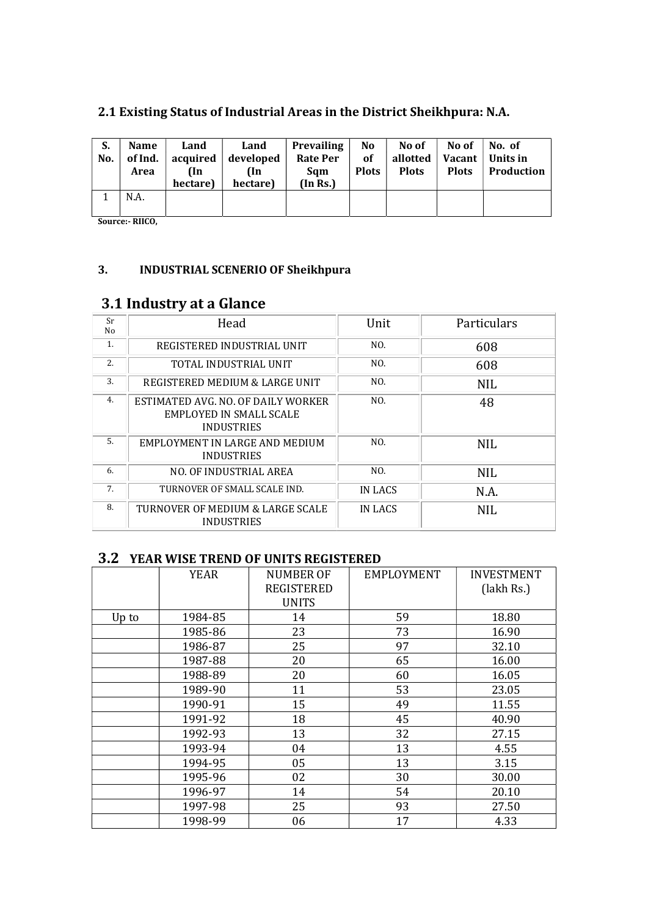### 2.1 Existing Status of Industrial Areas in the District Sheikhpura: N.A.

| S. No. | Name of Ind. Area | Land acquired (In hectare) | Land developed (In hectare) | Prevailing Rate Per Sqm (In Rs.) | No of Plots | No of allotted Plots | No of Vacant Plots | No. of Units in Production |
|---|---|---|---|---|---|---|---|---|
| 1 | N.A. | | | | | | | |

**Source:- RIICO,**

### 3. INDUSTRIAL SCENERIO OF Sheikhpura

## 3.1 Industry at a Glance

| Sr No | Head | Unit | Particulars |
|---|---|---|---|
| 1. | REGISTERED INDUSTRIAL UNIT | NO. | 608 |
| 2. | TOTAL INDUSTRIAL UNIT | NO. | 608 |
| 3. | REGISTERED MEDIUM & LARGE UNIT | NO. | NIL |
| 4. | ESTIMATED AVG. NO. OF DAILY WORKER EMPLOYED IN SMALL SCALE INDUSTRIES | NO. | 48 |
| 5. | EMPLOYMENT IN LARGE AND MEDIUM INDUSTRIES | NO. | NIL |
| 6. | NO. OF INDUSTRIAL AREA | NO. | NIL |
| 7. | TURNOVER OF SMALL SCALE IND. | IN LACS | N.A. |
| 8. | TURNOVER OF MEDIUM & LARGE SCALE INDUSTRIES | IN LACS | NIL |

### 3.2 YEAR WISE TREND OF UNITS REGISTERED

| | YEAR | NUMBER OF REGISTERED UNITS | EMPLOYMENT | INVESTMENT (lakh Rs.) |
|---|---|---|---|---|
| Up to | 1984-85 | 14 | 59 | 18.80 |
| | 1985-86 | 23 | 73 | 16.90 |
| | 1986-87 | 25 | 97 | 32.10 |
| | 1987-88 | 20 | 65 | 16.00 |
| | 1988-89 | 20 | 60 | 16.05 |
| | 1989-90 | 11 | 53 | 23.05 |
| | 1990-91 | 15 | 49 | 11.55 |
| | 1991-92 | 18 | 45 | 40.90 |
| | 1992-93 | 13 | 32 | 27.15 |
| | 1993-94 | 04 | 13 | 4.55 |
| | 1994-95 | 05 | 13 | 3.15 |
| | 1995-96 | 02 | 30 | 30.00 |
| | 1996-97 | 14 | 54 | 20.10 |
| | 1997-98 | 25 | 93 | 27.50 |
| | 1998-99 | 06 | 17 | 4.33 |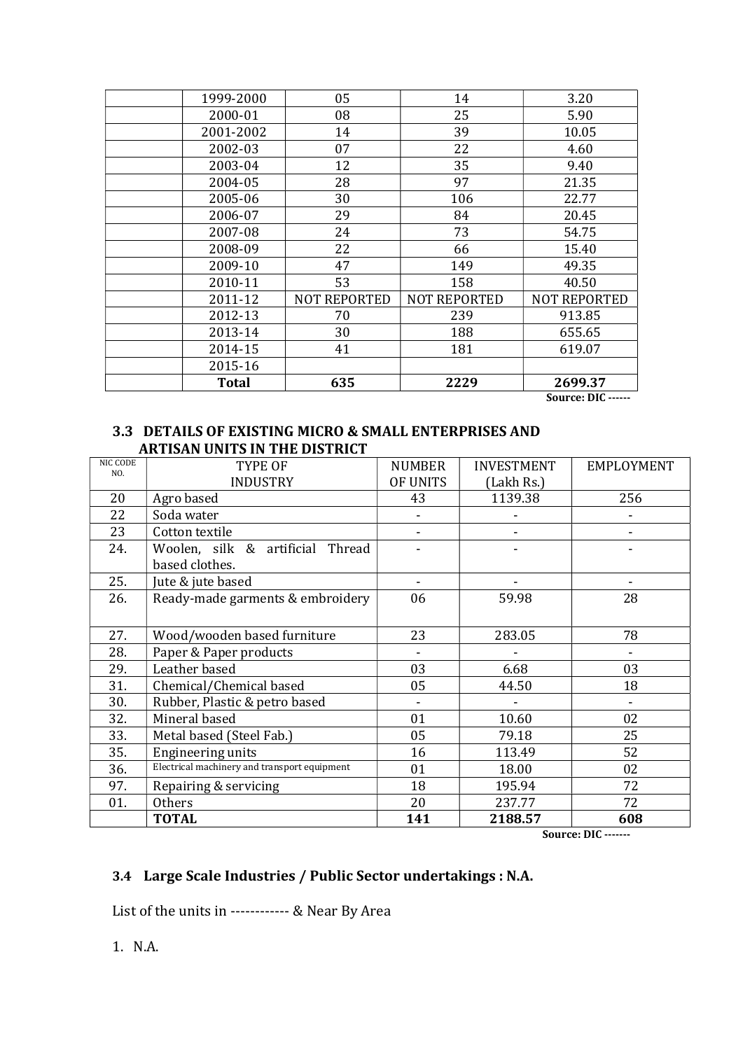| | 1999-2000 | 05 | 14 | 3.20 |
|---|---|---|---|---|
| | 2000-01 | 08 | 25 | 5.90 |
| | 2001-2002 | 14 | 39 | 10.05 |
| | 2002-03 | 07 | 22 | 4.60 |
| | 2003-04 | 12 | 35 | 9.40 |
| | 2004-05 | 28 | 97 | 21.35 |
| | 2005-06 | 30 | 106 | 22.77 |
| | 2006-07 | 29 | 84 | 20.45 |
| | 2007-08 | 24 | 73 | 54.75 |
| | 2008-09 | 22 | 66 | 15.40 |
| | 2009-10 | 47 | 149 | 49.35 |
| | 2010-11 | 53 | 158 | 40.50 |
| | 2011-12 | NOT REPORTED | NOT REPORTED | NOT REPORTED |
| | 2012-13 | 70 | 239 | 913.85 |
| | 2013-14 | 30 | 188 | 655.65 |
| | 2014-15 | 41 | 181 | 619.07 |
| | 2015-16 | | | |
| | **Total** | **635** | **2229** | **2699.37** |

**Source: DIC ------**

### 3.3 DETAILS OF EXISTING MICRO & SMALL ENTERPRISES AND ARTISAN UNITS IN THE DISTRICT

| NIC CODE NO. | TYPE OF INDUSTRY | NUMBER OF UNITS | INVESTMENT (Lakh Rs.) | EMPLOYMENT |
|---|---|---|---|---|
| 20 | Agro based | 43 | 1139.38 | 256 |
| 22 | Soda water | - | - | - |
| 23 | Cotton textile | - | - | - |
| 24. | Woolen, silk & artificial Thread based clothes. | - | - | - |
| 25. | Jute & jute based | - | - | - |
| 26. | Ready-made garments & embroidery | 06 | 59.98 | 28 |
| 27. | Wood/wooden based furniture | 23 | 283.05 | 78 |
| 28. | Paper & Paper products | - | - | - |
| 29. | Leather based | 03 | 6.68 | 03 |
| 31. | Chemical/Chemical based | 05 | 44.50 | 18 |
| 30. | Rubber, Plastic & petro based | - | - | - |
| 32. | Mineral based | 01 | 10.60 | 02 |
| 33. | Metal based (Steel Fab.) | 05 | 79.18 | 25 |
| 35. | Engineering units | 16 | 113.49 | 52 |
| 36. | Electrical machinery and transport equipment | 01 | 18.00 | 02 |
| 97. | Repairing & servicing | 18 | 195.94 | 72 |
| 01. | Others | 20 | 237.77 | 72 |
| | **TOTAL** | **141** | **2188.57** | **608** |

**Source: DIC -------**

### 3.4 Large Scale Industries / Public Sector undertakings : N.A.

List of the units in ------------ & Near By Area

1. N.A.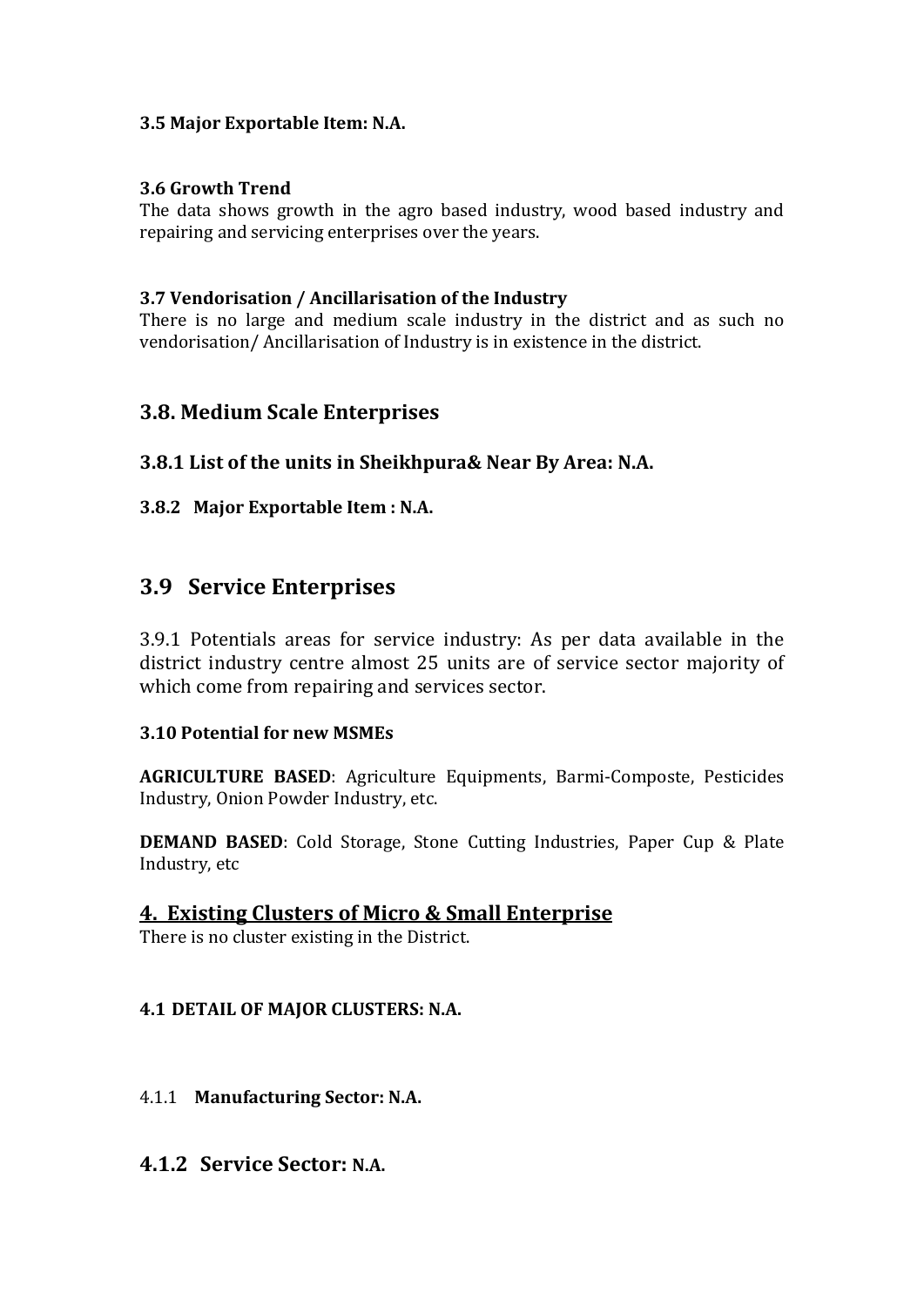**3.5 Major Exportable Item: N.A.**

**3.6 Growth Trend**

The data shows growth in the agro based industry, wood based industry and repairing and servicing enterprises over the years.

**3.7 Vendorisation / Ancillarisation of the Industry**

There is no large and medium scale industry in the district and as such no vendorisation/ Ancillarisation of Industry is in existence in the district.

## 3.8. Medium Scale Enterprises

### 3.8.1 List of the units in Sheikhpura& Near By Area: N.A.

**3.8.2 Major Exportable Item : N.A.**

## 3.9 Service Enterprises

3.9.1 Potentials areas for service industry: As per data available in the district industry centre almost 25 units are of service sector majority of which come from repairing and services sector.

**3.10 Potential for new MSMEs**

**AGRICULTURE BASED**: Agriculture Equipments, Barmi-Composte, Pesticides Industry, Onion Powder Industry, etc.

**DEMAND BASED**: Cold Storage, Stone Cutting Industries, Paper Cup & Plate Industry, etc

## 4. Existing Clusters of Micro & Small Enterprise

There is no cluster existing in the District.

**4.1 DETAIL OF MAJOR CLUSTERS: N.A.**

4.1.1 **Manufacturing Sector: N.A.**

## 4.1.2 Service Sector: N.A.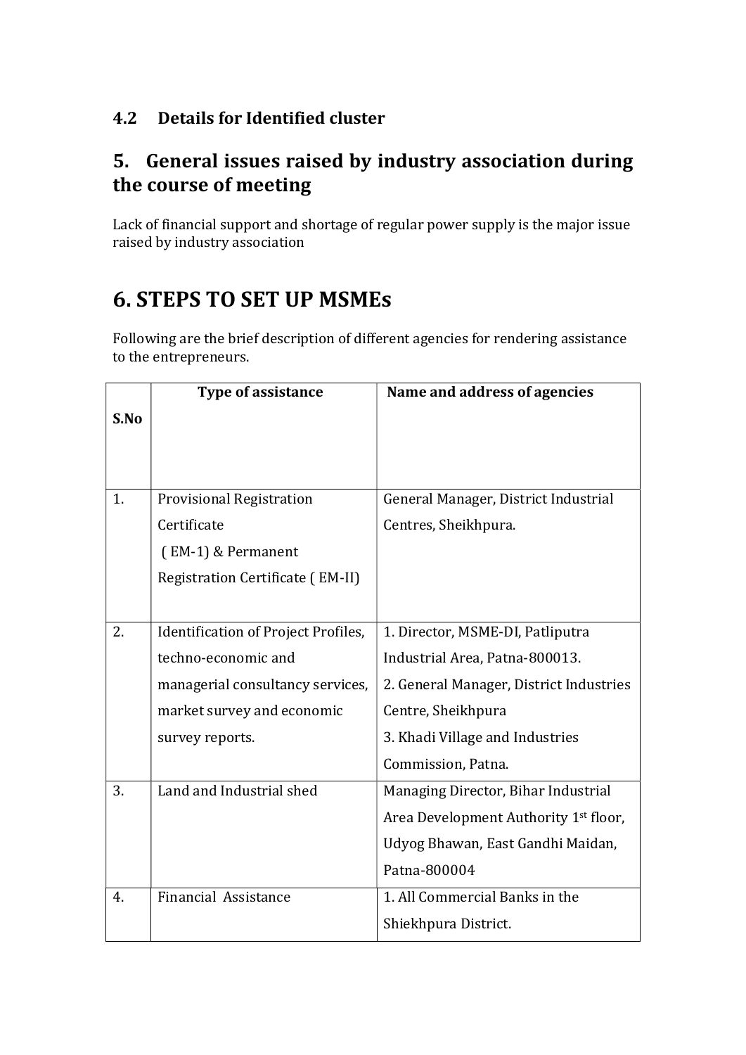### 4.2 Details for Identified cluster

## 5. General issues raised by industry association during the course of meeting

Lack of financial support and shortage of regular power supply is the major issue raised by industry association

# 6. STEPS TO SET UP MSMEs

Following are the brief description of different agencies for rendering assistance to the entrepreneurs.

| S.No | Type of assistance | Name and address of agencies |
|---|---|---|
| 1. | Provisional Registration Certificate ( EM-1) & Permanent Registration Certificate ( EM-II) | General Manager, District Industrial Centres, Sheikhpura. |
| 2. | Identification of Project Profiles, techno-economic and managerial consultancy services, market survey and economic survey reports. | 1. Director, MSME-DI, Patliputra Industrial Area, Patna-800013.<br>2. General Manager, District Industries Centre, Sheikhpura<br>3. Khadi Village and Industries Commission, Patna. |
| 3. | Land and Industrial shed | Managing Director, Bihar Industrial Area Development Authority 1st floor, Udyog Bhawan, East Gandhi Maidan, Patna-800004 |
| 4. | Financial Assistance | 1. All Commercial Banks in the Shiekhpura District. |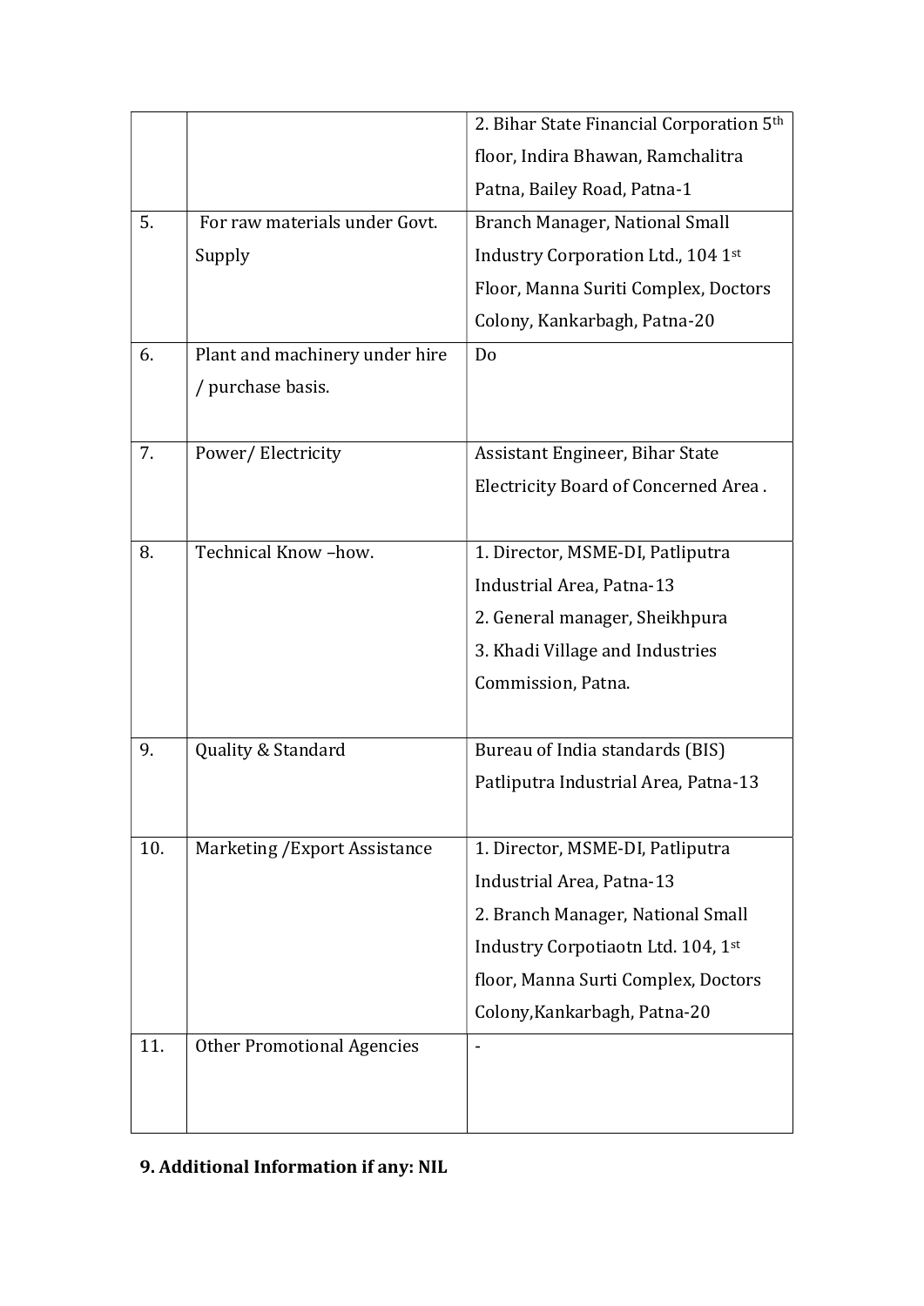| | | |
|---|---|---|
| | | 2. Bihar State Financial Corporation 5th floor, Indira Bhawan, Ramchalitra Patna, Bailey Road, Patna-1 |
| 5. | For raw materials under Govt. Supply | Branch Manager, National Small Industry Corporation Ltd., 104 1st Floor, Manna Suriti Complex, Doctors Colony, Kankarbagh, Patna-20 |
| 6. | Plant and machinery under hire / purchase basis. | Do |
| 7. | Power/ Electricity | Assistant Engineer, Bihar State Electricity Board of Concerned Area . |
| 8. | Technical Know –how. | 1. Director, MSME-DI, Patliputra Industrial Area, Patna-13<br>2. General manager, Sheikhpura<br>3. Khadi Village and Industries Commission, Patna. |
| 9. | Quality & Standard | Bureau of India standards (BIS) Patliputra Industrial Area, Patna-13 |
| 10. | Marketing /Export Assistance | 1. Director, MSME-DI, Patliputra Industrial Area, Patna-13<br>2. Branch Manager, National Small Industry Corpotiaotn Ltd. 104, 1st floor, Manna Surti Complex, Doctors Colony,Kankarbagh, Patna-20 |
| 11. | Other Promotional Agencies | - |

**9. Additional Information if any: NIL**